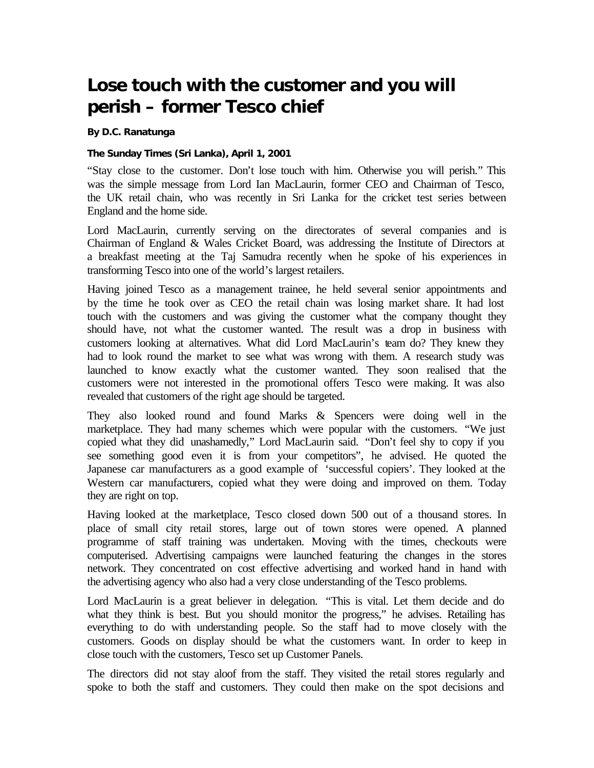# Lose touch with the customer and you will perish – former Tesco chief

**By D.C. Ranatunga**

**The Sunday Times (Sri Lanka), April 1, 2001**

"Stay close to the customer. Don't lose touch with him. Otherwise you will perish." This was the simple message from Lord Ian MacLaurin, former CEO and Chairman of Tesco, the UK retail chain, who was recently in Sri Lanka for the cricket test series between England and the home side.

Lord MacLaurin, currently serving on the directorates of several companies and is Chairman of England & Wales Cricket Board, was addressing the Institute of Directors at a breakfast meeting at the Taj Samudra recently when he spoke of his experiences in transforming Tesco into one of the world's largest retailers.

Having joined Tesco as a management trainee, he held several senior appointments and by the time he took over as CEO the retail chain was losing market share. It had lost touch with the customers and was giving the customer what the company thought they should have, not what the customer wanted. The result was a drop in business with customers looking at alternatives. What did Lord MacLaurin's team do? They knew they had to look round the market to see what was wrong with them. A research study was launched to know exactly what the customer wanted. They soon realised that the customers were not interested in the promotional offers Tesco were making. It was also revealed that customers of the right age should be targeted.

They also looked round and found Marks & Spencers were doing well in the marketplace. They had many schemes which were popular with the customers. "We just copied what they did unashamedly," Lord MacLaurin said. "Don't feel shy to copy if you see something good even it is from your competitors", he advised. He quoted the Japanese car manufacturers as a good example of 'successful copiers'. They looked at the Western car manufacturers, copied what they were doing and improved on them. Today they are right on top.

Having looked at the marketplace, Tesco closed down 500 out of a thousand stores. In place of small city retail stores, large out of town stores were opened. A planned programme of staff training was undertaken. Moving with the times, checkouts were computerised. Advertising campaigns were launched featuring the changes in the stores network. They concentrated on cost effective advertising and worked hand in hand with the advertising agency who also had a very close understanding of the Tesco problems.

Lord MacLaurin is a great believer in delegation. "This is vital. Let them decide and do what they think is best. But you should monitor the progress," he advises. Retailing has everything to do with understanding people. So the staff had to move closely with the customers. Goods on display should be what the customers want. In order to keep in close touch with the customers, Tesco set up Customer Panels.

The directors did not stay aloof from the staff. They visited the retail stores regularly and spoke to both the staff and customers. They could then make on the spot decisions and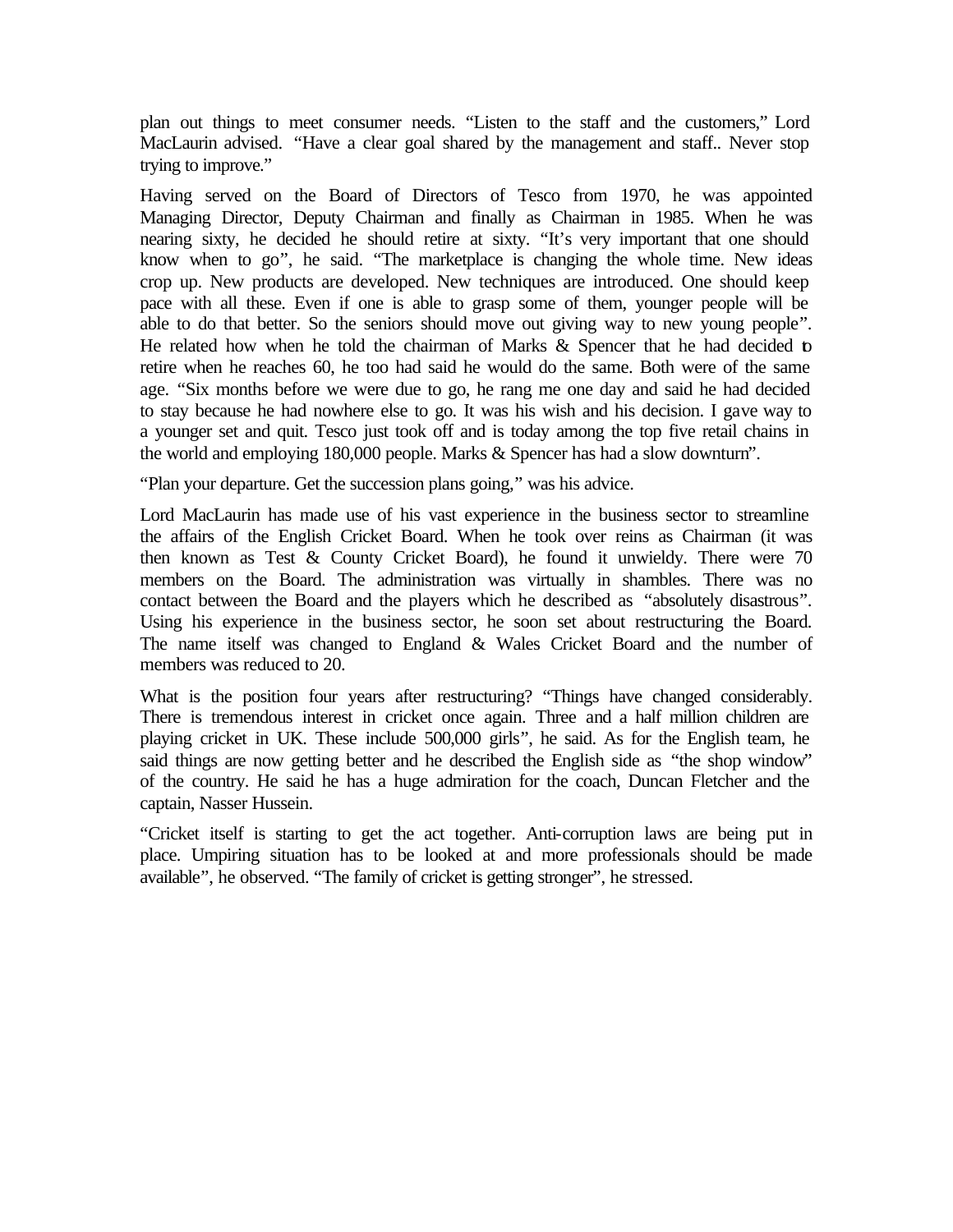plan out things to meet consumer needs. "Listen to the staff and the customers," Lord MacLaurin advised. "Have a clear goal shared by the management and staff.. Never stop trying to improve."

Having served on the Board of Directors of Tesco from 1970, he was appointed Managing Director, Deputy Chairman and finally as Chairman in 1985. When he was nearing sixty, he decided he should retire at sixty. "It's very important that one should know when to go", he said. "The marketplace is changing the whole time. New ideas crop up. New products are developed. New techniques are introduced. One should keep pace with all these. Even if one is able to grasp some of them, younger people will be able to do that better. So the seniors should move out giving way to new young people". He related how when he told the chairman of Marks & Spencer that he had decided to retire when he reaches 60, he too had said he would do the same. Both were of the same age. "Six months before we were due to go, he rang me one day and said he had decided to stay because he had nowhere else to go. It was his wish and his decision. I gave way to a younger set and quit. Tesco just took off and is today among the top five retail chains in the world and employing 180,000 people. Marks & Spencer has had a slow downturn".

"Plan your departure. Get the succession plans going," was his advice.

Lord MacLaurin has made use of his vast experience in the business sector to streamline the affairs of the English Cricket Board. When he took over reins as Chairman (it was then known as Test & County Cricket Board), he found it unwieldy. There were 70 members on the Board. The administration was virtually in shambles. There was no contact between the Board and the players which he described as "absolutely disastrous". Using his experience in the business sector, he soon set about restructuring the Board. The name itself was changed to England & Wales Cricket Board and the number of members was reduced to 20.

What is the position four years after restructuring? "Things have changed considerably. There is tremendous interest in cricket once again. Three and a half million children are playing cricket in UK. These include 500,000 girls", he said. As for the English team, he said things are now getting better and he described the English side as "the shop window" of the country. He said he has a huge admiration for the coach, Duncan Fletcher and the captain, Nasser Hussein.

"Cricket itself is starting to get the act together. Anti-corruption laws are being put in place. Umpiring situation has to be looked at and more professionals should be made available", he observed. "The family of cricket is getting stronger", he stressed.